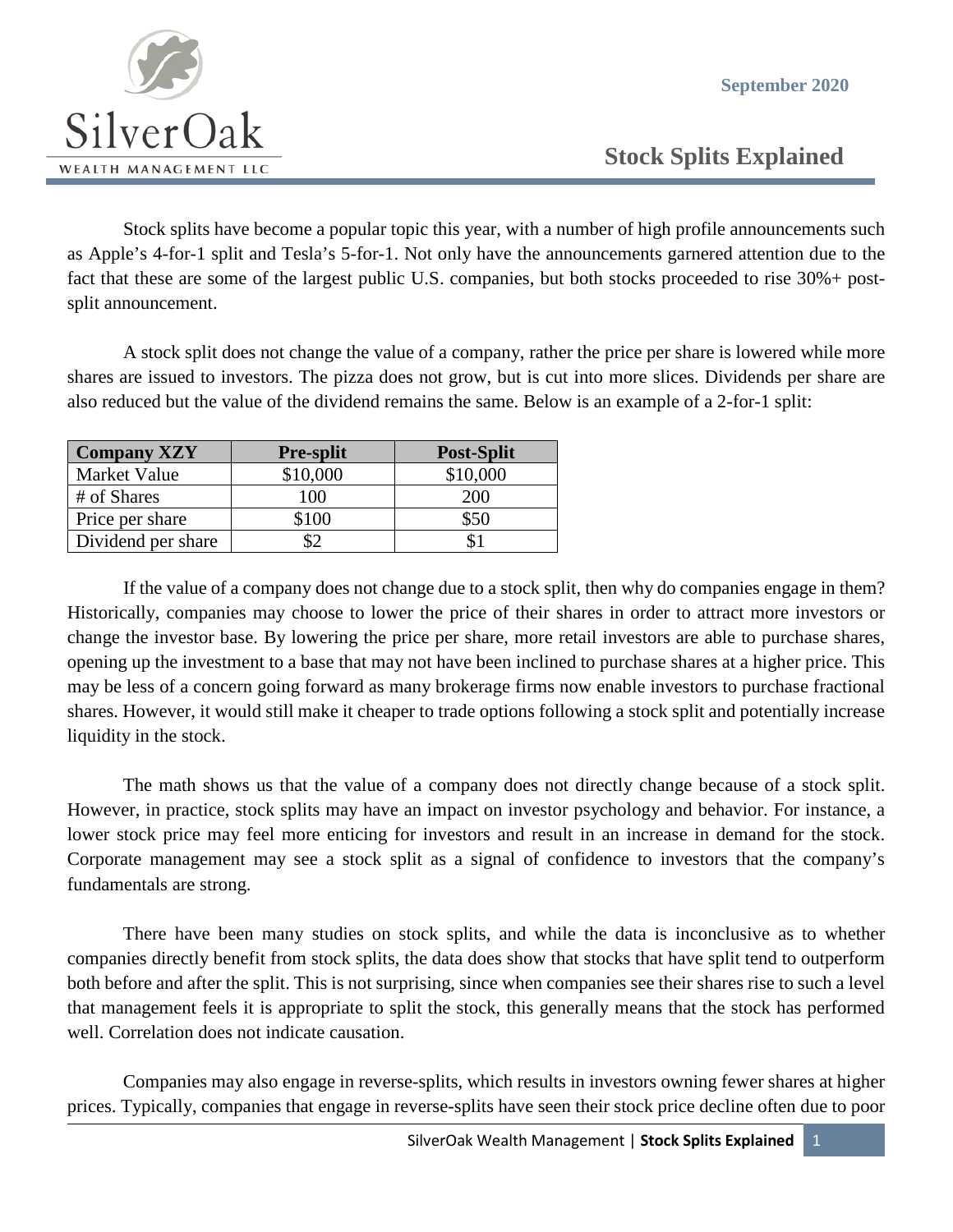SilverOak
WEALTH MANAGEMENT LLC

September 2020

# Stock Splits Explained

Stock splits have become a popular topic this year, with a number of high profile announcements such as Apple's 4-for-1 split and Tesla's 5-for-1. Not only have the announcements garnered attention due to the fact that these are some of the largest public U.S. companies, but both stocks proceeded to rise 30%+ post-split announcement.

A stock split does not change the value of a company, rather the price per share is lowered while more shares are issued to investors. The pizza does not grow, but is cut into more slices. Dividends per share are also reduced but the value of the dividend remains the same. Below is an example of a 2-for-1 split:

| Company XZY | Pre-split | Post-Split |
|---|---|---|
| Market Value | $10,000 | $10,000 |
| # of Shares | 100 | 200 |
| Price per share | $100 | $50 |
| Dividend per share | $2 | $1 |

If the value of a company does not change due to a stock split, then why do companies engage in them? Historically, companies may choose to lower the price of their shares in order to attract more investors or change the investor base. By lowering the price per share, more retail investors are able to purchase shares, opening up the investment to a base that may not have been inclined to purchase shares at a higher price. This may be less of a concern going forward as many brokerage firms now enable investors to purchase fractional shares. However, it would still make it cheaper to trade options following a stock split and potentially increase liquidity in the stock.

The math shows us that the value of a company does not directly change because of a stock split. However, in practice, stock splits may have an impact on investor psychology and behavior. For instance, a lower stock price may feel more enticing for investors and result in an increase in demand for the stock. Corporate management may see a stock split as a signal of confidence to investors that the company's fundamentals are strong.

There have been many studies on stock splits, and while the data is inconclusive as to whether companies directly benefit from stock splits, the data does show that stocks that have split tend to outperform both before and after the split. This is not surprising, since when companies see their shares rise to such a level that management feels it is appropriate to split the stock, this generally means that the stock has performed well. Correlation does not indicate causation.

Companies may also engage in reverse-splits, which results in investors owning fewer shares at higher prices. Typically, companies that engage in reverse-splits have seen their stock price decline often due to poor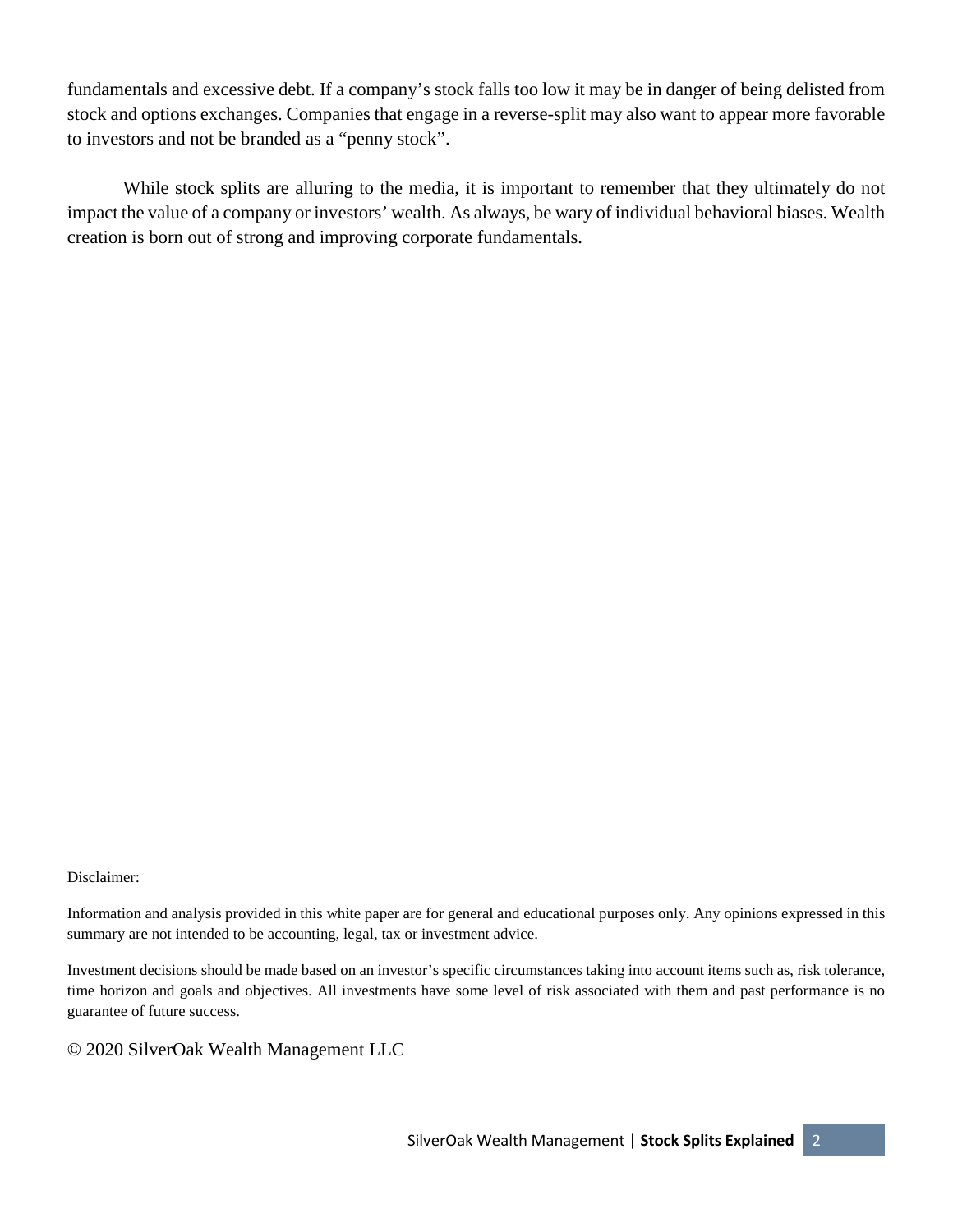fundamentals and excessive debt. If a company's stock falls too low it may be in danger of being delisted from stock and options exchanges. Companies that engage in a reverse-split may also want to appear more favorable to investors and not be branded as a "penny stock".

While stock splits are alluring to the media, it is important to remember that they ultimately do not impact the value of a company or investors' wealth. As always, be wary of individual behavioral biases. Wealth creation is born out of strong and improving corporate fundamentals.

Disclaimer:

Information and analysis provided in this white paper are for general and educational purposes only. Any opinions expressed in this summary are not intended to be accounting, legal, tax or investment advice.

Investment decisions should be made based on an investor's specific circumstances taking into account items such as, risk tolerance, time horizon and goals and objectives. All investments have some level of risk associated with them and past performance is no guarantee of future success.

© 2020 SilverOak Wealth Management LLC